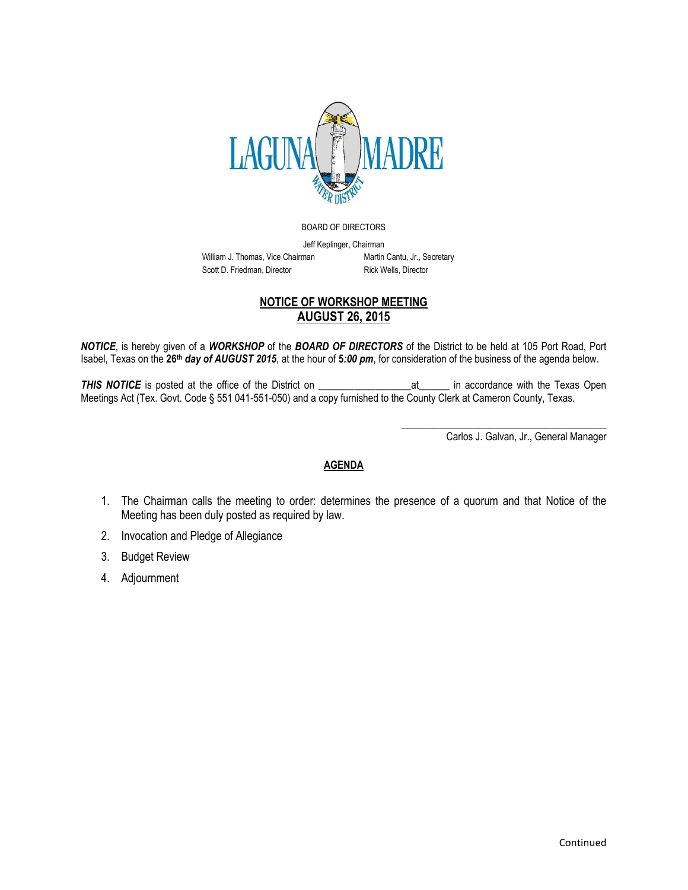LAGUNA MADRE WATER DISTRICT

BOARD OF DIRECTORS

Jeff Keplinger, Chairman

William J. Thomas, Vice Chairman
Martin Cantu, Jr., Secretary
Scott D. Friedman, Director
Rick Wells, Director

## NOTICE OF WORKSHOP MEETING
## AUGUST 26, 2015

***NOTICE***, is hereby given of a ***WORKSHOP*** of the ***BOARD OF DIRECTORS*** of the District to be held at 105 Port Road, Port Isabel, Texas on the **26th *day of AUGUST 2015***, at the hour of ***5:00 pm***, for consideration of the business of the agenda below.

***THIS NOTICE*** is posted at the office of the District on __________________at______ in accordance with the Texas Open Meetings Act (Tex. Govt. Code § 551 041-551-050) and a copy furnished to the County Clerk at Cameron County, Texas.

_______________________________________
Carlos J. Galvan, Jr., General Manager

### AGENDA

1. The Chairman calls the meeting to order: determines the presence of a quorum and that Notice of the Meeting has been duly posted as required by law.
2. Invocation and Pledge of Allegiance
3. Budget Review
4. Adjournment

Continued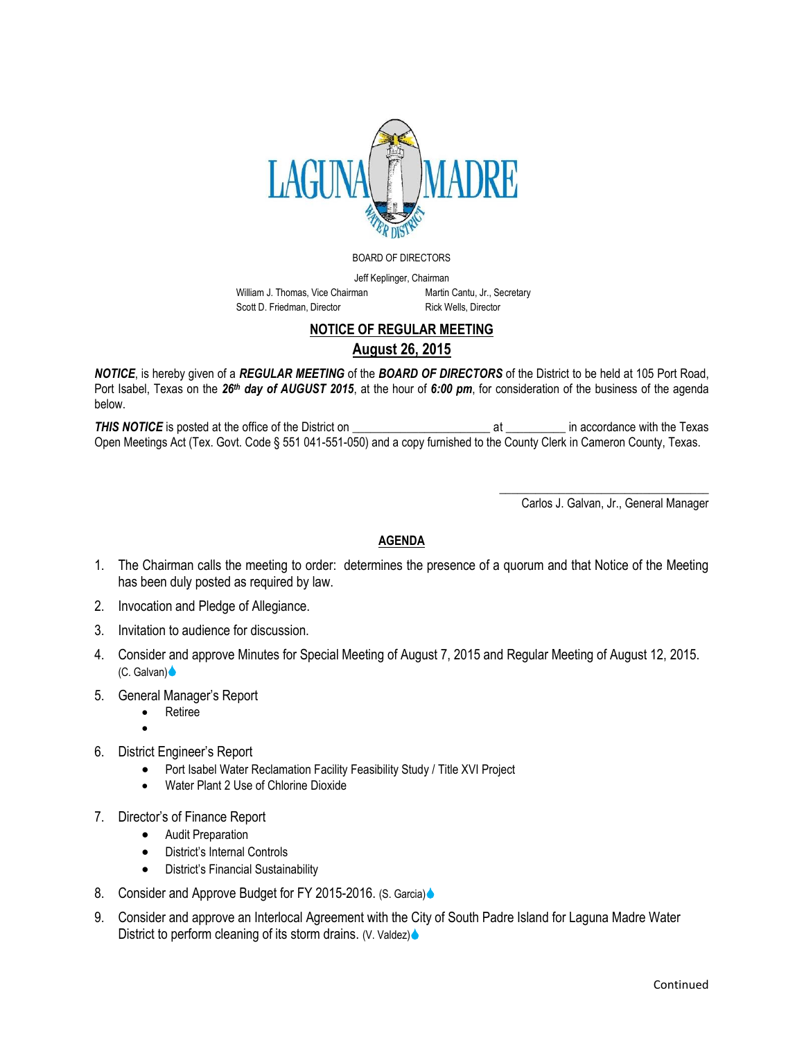BOARD OF DIRECTORS

Jeff Keplinger, Chairman

William J. Thomas, Vice Chairman

Martin Cantu, Jr., Secretary

Scott D. Friedman, Director

Rick Wells, Director

## NOTICE OF REGULAR MEETING

## August 26, 2015

***NOTICE***, is hereby given of a ***REGULAR MEETING*** of the ***BOARD OF DIRECTORS*** of the District to be held at 105 Port Road, Port Isabel, Texas on the ***26th day of AUGUST 2015***, at the hour of ***6:00 pm***, for consideration of the business of the agenda below.

***THIS NOTICE*** is posted at the office of the District on ______________________ at __________ in accordance with the Texas Open Meetings Act (Tex. Govt. Code § 551 041-551-050) and a copy furnished to the County Clerk in Cameron County, Texas.

_________________________________

Carlos J. Galvan, Jr., General Manager

### AGENDA

1. The Chairman calls the meeting to order: determines the presence of a quorum and that Notice of the Meeting has been duly posted as required by law.
2. Invocation and Pledge of Allegiance.
3. Invitation to audience for discussion.
4. Consider and approve Minutes for Special Meeting of August 7, 2015 and Regular Meeting of August 12, 2015. (C. Galvan)
5. General Manager's Report
   - Retiree
   - 
6. District Engineer's Report
   - Port Isabel Water Reclamation Facility Feasibility Study / Title XVI Project
   - Water Plant 2 Use of Chlorine Dioxide
7. Director's of Finance Report
   - Audit Preparation
   - District's Internal Controls
   - District's Financial Sustainability
8. Consider and Approve Budget for FY 2015-2016. (S. Garcia)
9. Consider and approve an Interlocal Agreement with the City of South Padre Island for Laguna Madre Water District to perform cleaning of its storm drains. (V. Valdez)

Continued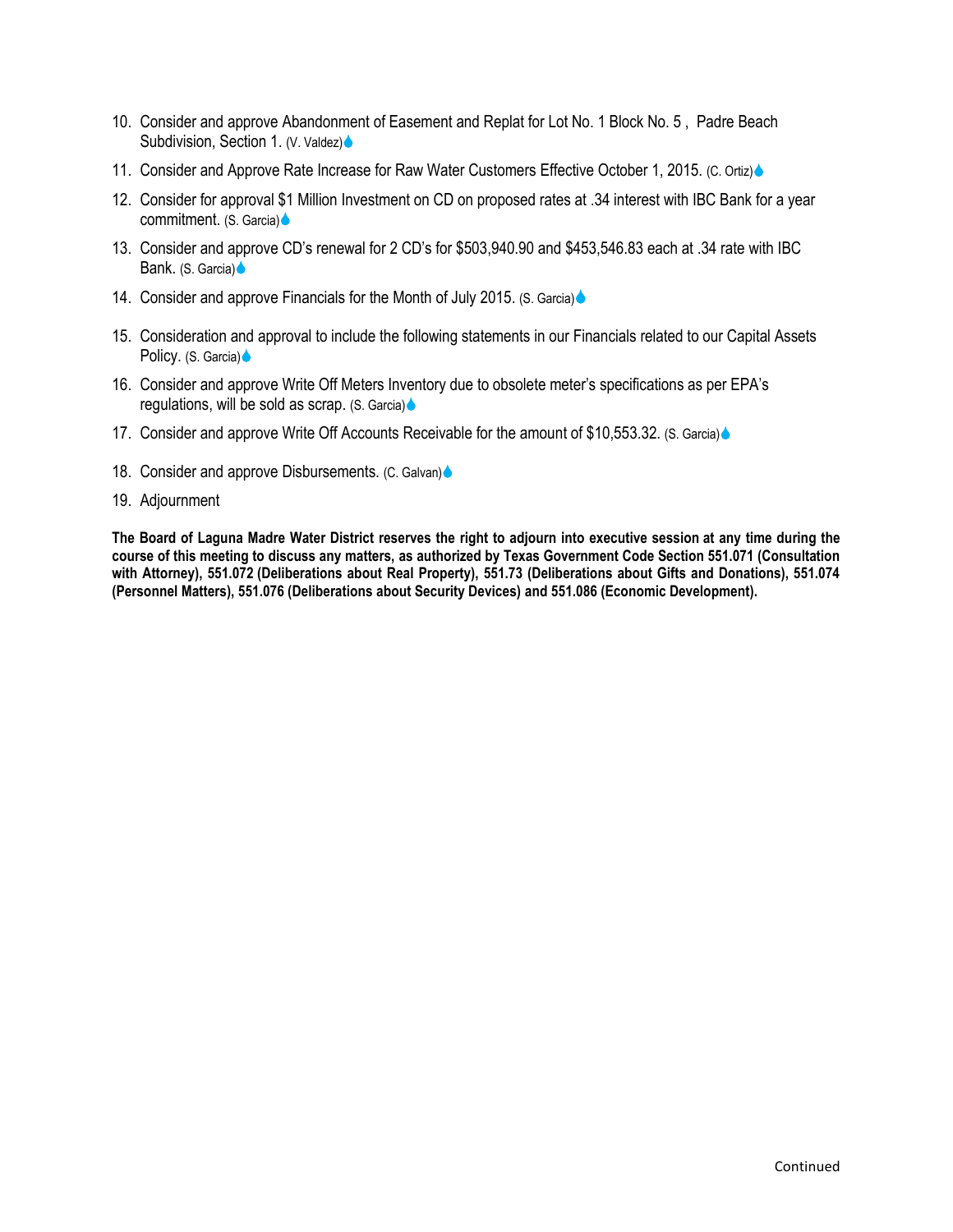10. Consider and approve Abandonment of Easement and Replat for Lot No. 1 Block No. 5 , Padre Beach Subdivision, Section 1. (V. Valdez)
11. Consider and Approve Rate Increase for Raw Water Customers Effective October 1, 2015. (C. Ortiz)
12. Consider for approval $1 Million Investment on CD on proposed rates at .34 interest with IBC Bank for a year commitment. (S. Garcia)
13. Consider and approve CD's renewal for 2 CD's for $503,940.90 and $453,546.83 each at .34 rate with IBC Bank. (S. Garcia)
14. Consider and approve Financials for the Month of July 2015. (S. Garcia)
15. Consideration and approval to include the following statements in our Financials related to our Capital Assets Policy. (S. Garcia)
16. Consider and approve Write Off Meters Inventory due to obsolete meter's specifications as per EPA's regulations, will be sold as scrap. (S. Garcia)
17. Consider and approve Write Off Accounts Receivable for the amount of $10,553.32. (S. Garcia)
18. Consider and approve Disbursements. (C. Galvan)
19. Adjournment

**The Board of Laguna Madre Water District reserves the right to adjourn into executive session at any time during the course of this meeting to discuss any matters, as authorized by Texas Government Code Section 551.071 (Consultation with Attorney), 551.072 (Deliberations about Real Property), 551.73 (Deliberations about Gifts and Donations), 551.074 (Personnel Matters), 551.076 (Deliberations about Security Devices) and 551.086 (Economic Development).**

Continued